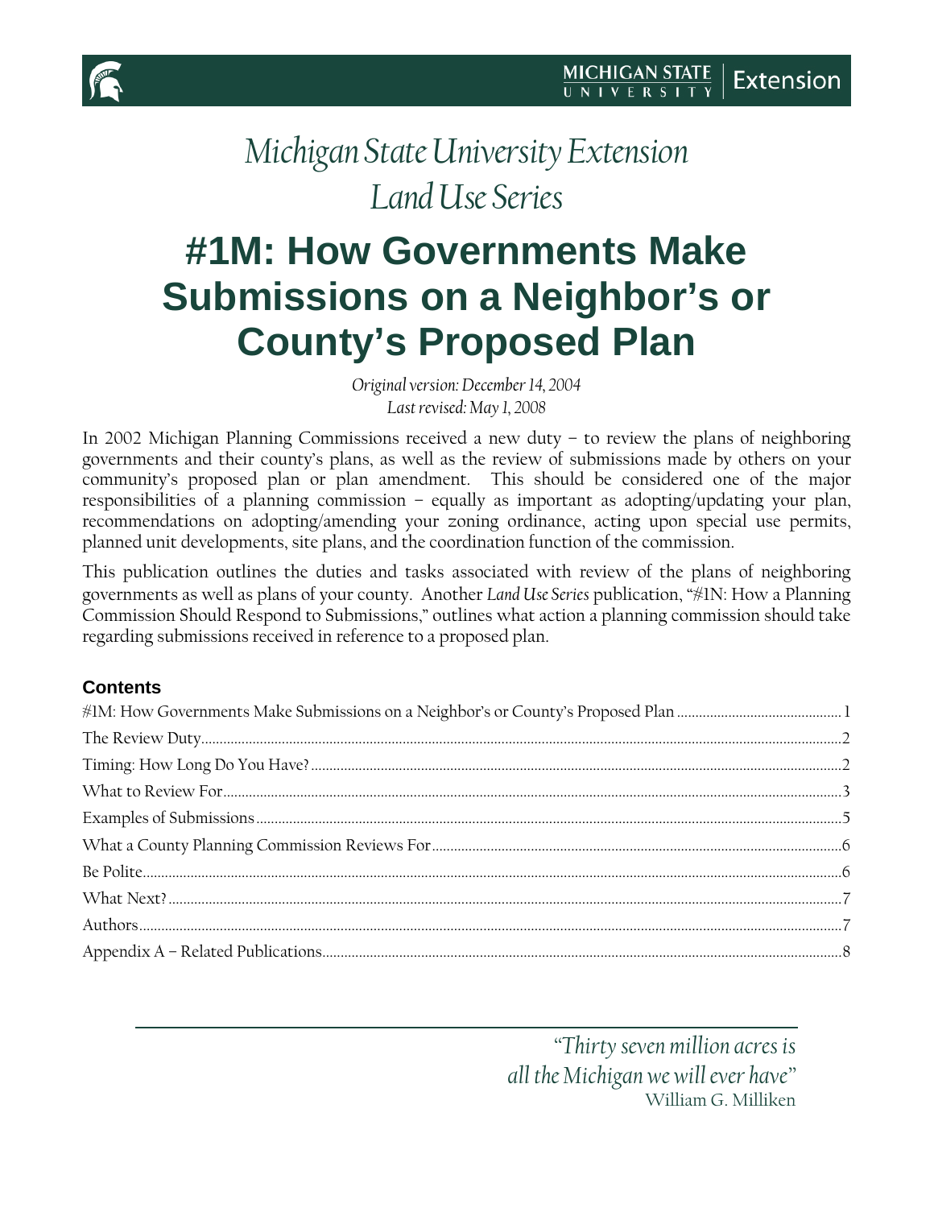*Michigan State University Extension*
*Land Use Series*

# #1M: How Governments Make Submissions on a Neighbor's or County's Proposed Plan

*Original version: December 14, 2004*
*Last revised: May 1, 2008*

In 2002 Michigan Planning Commissions received a new duty – to review the plans of neighboring governments and their county's plans, as well as the review of submissions made by others on your community's proposed plan or plan amendment. This should be considered one of the major responsibilities of a planning commission – equally as important as adopting/updating your plan, recommendations on adopting/amending your zoning ordinance, acting upon special use permits, planned unit developments, site plans, and the coordination function of the commission.

This publication outlines the duties and tasks associated with review of the plans of neighboring governments as well as plans of your county. Another *Land Use Series* publication, "#1N: How a Planning Commission Should Respond to Submissions," outlines what action a planning commission should take regarding submissions received in reference to a proposed plan.

### Contents

#1M: How Governments Make Submissions on a Neighbor's or County's Proposed Plan ........ 1
The Review Duty ........ 2
Timing: How Long Do You Have? ........ 2
What to Review For ........ 3
Examples of Submissions ........ 5
What a County Planning Commission Reviews For ........ 6
Be Polite ........ 6
What Next? ........ 7
Authors ........ 7
Appendix A – Related Publications ........ 8

*"Thirty seven million acres is all the Michigan we will ever have"*
William G. Milliken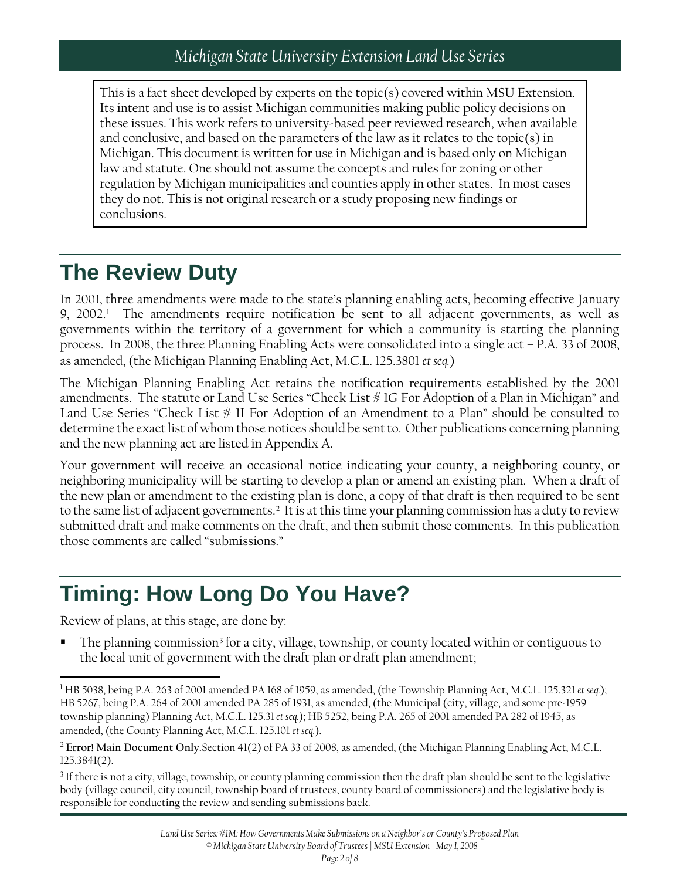This is a fact sheet developed by experts on the topic(s) covered within MSU Extension. Its intent and use is to assist Michigan communities making public policy decisions on these issues. This work refers to university-based peer reviewed research, when available and conclusive, and based on the parameters of the law as it relates to the topic(s) in Michigan. This document is written for use in Michigan and is based only on Michigan law and statute. One should not assume the concepts and rules for zoning or other regulation by Michigan municipalities and counties apply in other states. In most cases they do not. This is not original research or a study proposing new findings or conclusions.

## The Review Duty

In 2001, three amendments were made to the state's planning enabling acts, becoming effective January 9, 2002.[1] The amendments require notification be sent to all adjacent governments, as well as governments within the territory of a government for which a community is starting the planning process. In 2008, the three Planning Enabling Acts were consolidated into a single act – P.A. 33 of 2008, as amended, (the Michigan Planning Enabling Act, M.C.L. 125.3801 *et seq.*)

The Michigan Planning Enabling Act retains the notification requirements established by the 2001 amendments. The statute or Land Use Series "Check List # 1G For Adoption of a Plan in Michigan" and Land Use Series "Check List # 1I For Adoption of an Amendment to a Plan" should be consulted to determine the exact list of whom those notices should be sent to. Other publications concerning planning and the new planning act are listed in Appendix A.

Your government will receive an occasional notice indicating your county, a neighboring county, or neighboring municipality will be starting to develop a plan or amend an existing plan. When a draft of the new plan or amendment to the existing plan is done, a copy of that draft is then required to be sent to the same list of adjacent governments.[2] It is at this time your planning commission has a duty to review submitted draft and make comments on the draft, and then submit those comments. In this publication those comments are called "submissions."

## Timing: How Long Do You Have?

Review of plans, at this stage, are done by:

- The planning commission[3] for a city, village, township, or county located within or contiguous to the local unit of government with the draft plan or draft plan amendment;

---

[1] HB 5038, being P.A. 263 of 2001 amended PA 168 of 1959, as amended, (the Township Planning Act, M.C.L. 125.321 *et seq.*); HB 5267, being P.A. 264 of 2001 amended PA 285 of 1931, as amended, (the Municipal (city, village, and some pre-1959 township planning) Planning Act, M.C.L. 125.31 *et seq.*); HB 5252, being P.A. 265 of 2001 amended PA 282 of 1945, as amended, (the County Planning Act, M.C.L. 125.101 *et seq.*).

[2] **Error! Main Document Only.**Section 41(2) of PA 33 of 2008, as amended, (the Michigan Planning Enabling Act, M.C.L. 125.3841(2).

[3] If there is not a city, village, township, or county planning commission then the draft plan should be sent to the legislative body (village council, city council, township board of trustees, county board of commissioners) and the legislative body is responsible for conducting the review and sending submissions back.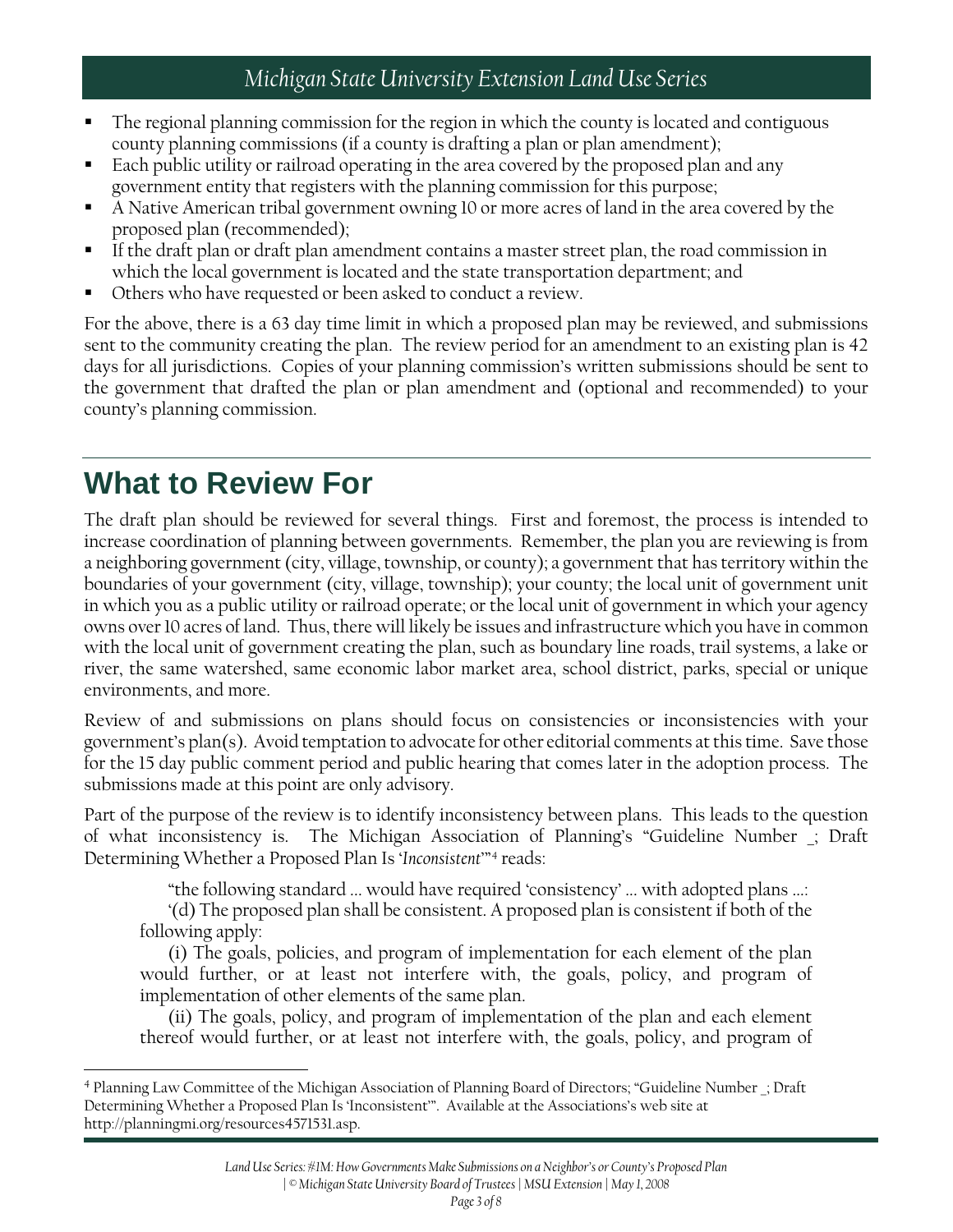- The regional planning commission for the region in which the county is located and contiguous county planning commissions (if a county is drafting a plan or plan amendment);
- Each public utility or railroad operating in the area covered by the proposed plan and any government entity that registers with the planning commission for this purpose;
- A Native American tribal government owning 10 or more acres of land in the area covered by the proposed plan (recommended);
- If the draft plan or draft plan amendment contains a master street plan, the road commission in which the local government is located and the state transportation department; and
- Others who have requested or been asked to conduct a review.

For the above, there is a 63 day time limit in which a proposed plan may be reviewed, and submissions sent to the community creating the plan. The review period for an amendment to an existing plan is 42 days for all jurisdictions. Copies of your planning commission's written submissions should be sent to the government that drafted the plan or plan amendment and (optional and recommended) to your county's planning commission.

## What to Review For

The draft plan should be reviewed for several things. First and foremost, the process is intended to increase coordination of planning between governments. Remember, the plan you are reviewing is from a neighboring government (city, village, township, or county); a government that has territory within the boundaries of your government (city, village, township); your county; the local unit of government unit in which you as a public utility or railroad operate; or the local unit of government in which your agency owns over 10 acres of land. Thus, there will likely be issues and infrastructure which you have in common with the local unit of government creating the plan, such as boundary line roads, trail systems, a lake or river, the same watershed, same economic labor market area, school district, parks, special or unique environments, and more.

Review of and submissions on plans should focus on consistencies or inconsistencies with your government's plan(s). Avoid temptation to advocate for other editorial comments at this time. Save those for the 15 day public comment period and public hearing that comes later in the adoption process. The submissions made at this point are only advisory.

Part of the purpose of the review is to identify inconsistency between plans. This leads to the question of what inconsistency is. The Michigan Association of Planning's "Guideline Number _; Draft Determining Whether a Proposed Plan Is '*Inconsistent*'"[4] reads:

> "the following standard … would have required 'consistency' … with adopted plans …:
>
> '(d) The proposed plan shall be consistent. A proposed plan is consistent if both of the following apply:
>
> (i) The goals, policies, and program of implementation for each element of the plan would further, or at least not interfere with, the goals, policy, and program of implementation of other elements of the same plan.
>
> (ii) The goals, policy, and program of implementation of the plan and each element thereof would further, or at least not interfere with, the goals, policy, and program of

[4] Planning Law Committee of the Michigan Association of Planning Board of Directors; "Guideline Number _; Draft Determining Whether a Proposed Plan Is 'Inconsistent'". Available at the Associations's web site at http://planningmi.org/resources4571531.asp.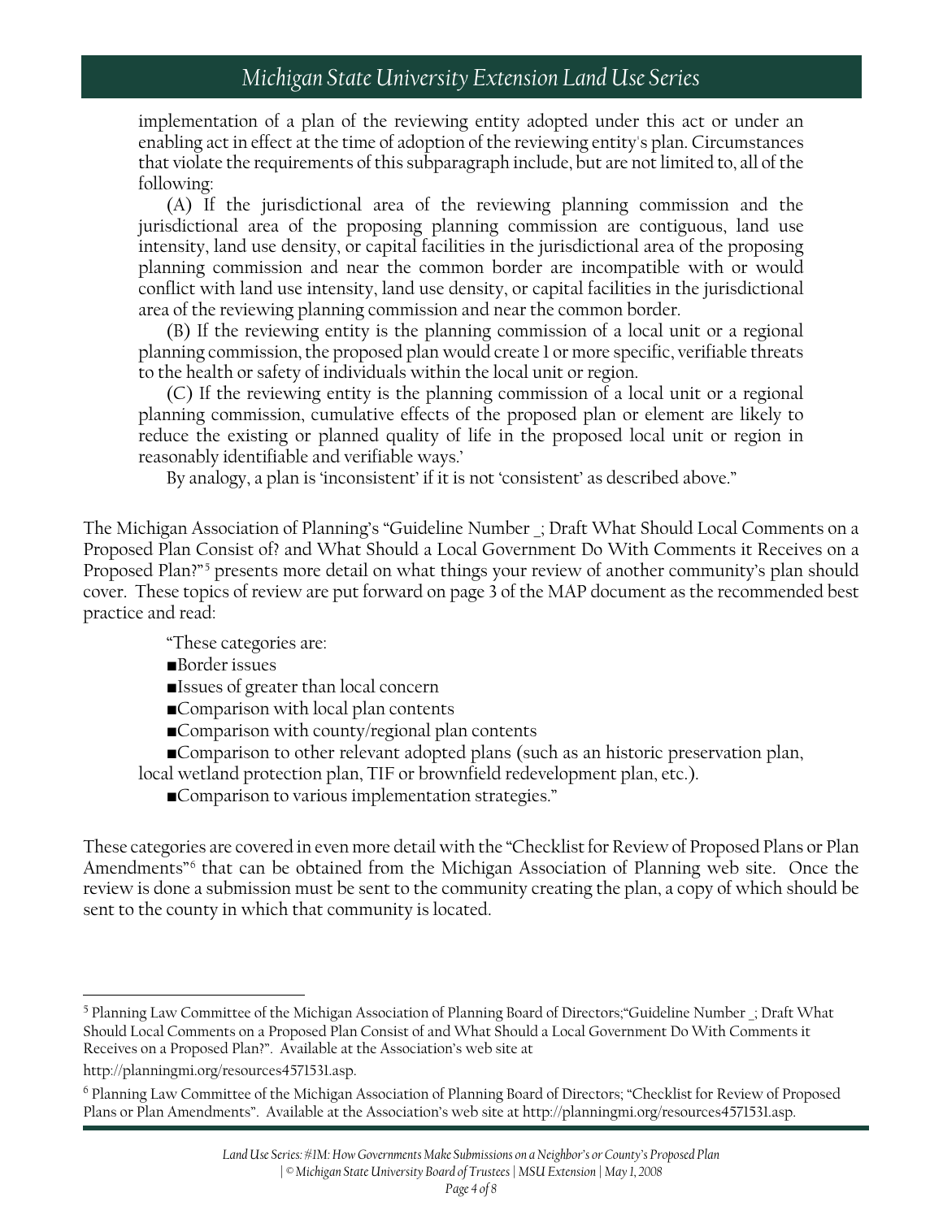implementation of a plan of the reviewing entity adopted under this act or under an enabling act in effect at the time of adoption of the reviewing entity's plan. Circumstances that violate the requirements of this subparagraph include, but are not limited to, all of the following:

(A) If the jurisdictional area of the reviewing planning commission and the jurisdictional area of the proposing planning commission are contiguous, land use intensity, land use density, or capital facilities in the jurisdictional area of the proposing planning commission and near the common border are incompatible with or would conflict with land use intensity, land use density, or capital facilities in the jurisdictional area of the reviewing planning commission and near the common border.

(B) If the reviewing entity is the planning commission of a local unit or a regional planning commission, the proposed plan would create 1 or more specific, verifiable threats to the health or safety of individuals within the local unit or region.

(C) If the reviewing entity is the planning commission of a local unit or a regional planning commission, cumulative effects of the proposed plan or element are likely to reduce the existing or planned quality of life in the proposed local unit or region in reasonably identifiable and verifiable ways.'

By analogy, a plan is 'inconsistent' if it is not 'consistent' as described above."

The Michigan Association of Planning's "Guideline Number _; Draft What Should Local Comments on a Proposed Plan Consist of? and What Should a Local Government Do With Comments it Receives on a Proposed Plan?"[5] presents more detail on what things your review of another community's plan should cover. These topics of review are put forward on page 3 of the MAP document as the recommended best practice and read:

"These categories are:

- Border issues
- Issues of greater than local concern
- Comparison with local plan contents
- Comparison with county/regional plan contents
- Comparison to other relevant adopted plans (such as an historic preservation plan, local wetland protection plan, TIF or brownfield redevelopment plan, etc.).
- Comparison to various implementation strategies."

These categories are covered in even more detail with the "Checklist for Review of Proposed Plans or Plan Amendments"[6] that can be obtained from the Michigan Association of Planning web site. Once the review is done a submission must be sent to the community creating the plan, a copy of which should be sent to the county in which that community is located.

---

[5] Planning Law Committee of the Michigan Association of Planning Board of Directors;"Guideline Number _; Draft What Should Local Comments on a Proposed Plan Consist of and What Should a Local Government Do With Comments it Receives on a Proposed Plan?". Available at the Association's web site at http://planningmi.org/resources4571531.asp.

[6] Planning Law Committee of the Michigan Association of Planning Board of Directors; "Checklist for Review of Proposed Plans or Plan Amendments". Available at the Association's web site at http://planningmi.org/resources4571531.asp.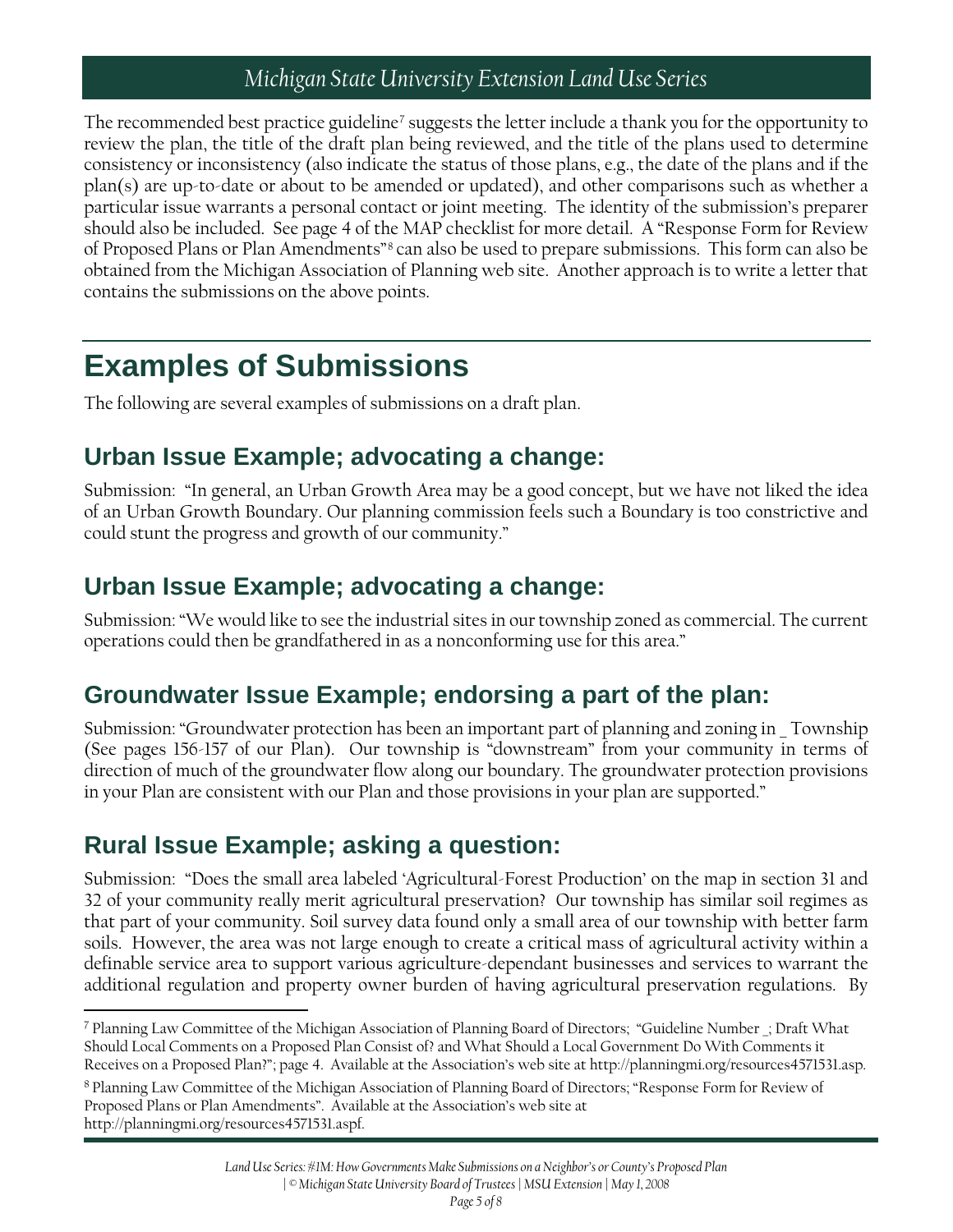The recommended best practice guideline[7] suggests the letter include a thank you for the opportunity to review the plan, the title of the draft plan being reviewed, and the title of the plans used to determine consistency or inconsistency (also indicate the status of those plans, e.g., the date of the plans and if the plan(s) are up-to-date or about to be amended or updated), and other comparisons such as whether a particular issue warrants a personal contact or joint meeting. The identity of the submission's preparer should also be included. See page 4 of the MAP checklist for more detail. A "Response Form for Review of Proposed Plans or Plan Amendments"[8] can also be used to prepare submissions. This form can also be obtained from the Michigan Association of Planning web site. Another approach is to write a letter that contains the submissions on the above points.

# Examples of Submissions

The following are several examples of submissions on a draft plan.

## Urban Issue Example; advocating a change:

Submission: "In general, an Urban Growth Area may be a good concept, but we have not liked the idea of an Urban Growth Boundary. Our planning commission feels such a Boundary is too constrictive and could stunt the progress and growth of our community."

## Urban Issue Example; advocating a change:

Submission: "We would like to see the industrial sites in our township zoned as commercial. The current operations could then be grandfathered in as a nonconforming use for this area."

## Groundwater Issue Example; endorsing a part of the plan:

Submission: "Groundwater protection has been an important part of planning and zoning in _ Township (See pages 156-157 of our Plan). Our township is "downstream" from your community in terms of direction of much of the groundwater flow along our boundary. The groundwater protection provisions in your Plan are consistent with our Plan and those provisions in your plan are supported."

## Rural Issue Example; asking a question:

Submission: "Does the small area labeled 'Agricultural-Forest Production' on the map in section 31 and 32 of your community really merit agricultural preservation? Our township has similar soil regimes as that part of your community. Soil survey data found only a small area of our township with better farm soils. However, the area was not large enough to create a critical mass of agricultural activity within a definable service area to support various agriculture-dependant businesses and services to warrant the additional regulation and property owner burden of having agricultural preservation regulations. By

---

[7] Planning Law Committee of the Michigan Association of Planning Board of Directors; "Guideline Number _; Draft What Should Local Comments on a Proposed Plan Consist of? and What Should a Local Government Do With Comments it Receives on a Proposed Plan?"; page 4. Available at the Association's web site at http://planningmi.org/resources4571531.asp.

[8] Planning Law Committee of the Michigan Association of Planning Board of Directors; "Response Form for Review of Proposed Plans or Plan Amendments". Available at the Association's web site at http://planningmi.org/resources4571531.aspf.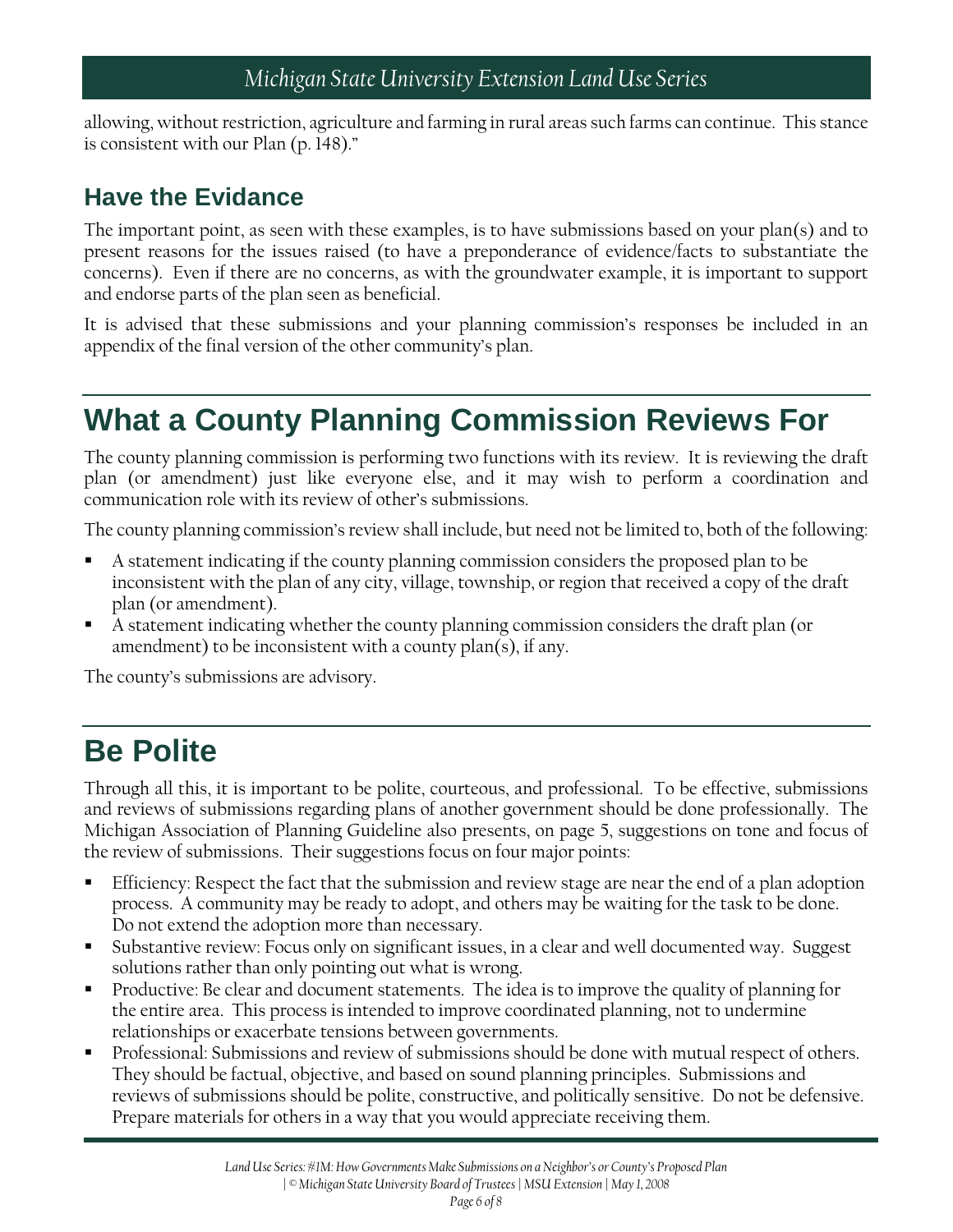allowing, without restriction, agriculture and farming in rural areas such farms can continue. This stance is consistent with our Plan (p. 148)."

### Have the Evidance

The important point, as seen with these examples, is to have submissions based on your plan(s) and to present reasons for the issues raised (to have a preponderance of evidence/facts to substantiate the concerns). Even if there are no concerns, as with the groundwater example, it is important to support and endorse parts of the plan seen as beneficial.

It is advised that these submissions and your planning commission's responses be included in an appendix of the final version of the other community's plan.

## What a County Planning Commission Reviews For

The county planning commission is performing two functions with its review. It is reviewing the draft plan (or amendment) just like everyone else, and it may wish to perform a coordination and communication role with its review of other's submissions.

The county planning commission's review shall include, but need not be limited to, both of the following:

- A statement indicating if the county planning commission considers the proposed plan to be inconsistent with the plan of any city, village, township, or region that received a copy of the draft plan (or amendment).
- A statement indicating whether the county planning commission considers the draft plan (or amendment) to be inconsistent with a county plan(s), if any.

The county's submissions are advisory.

## Be Polite

Through all this, it is important to be polite, courteous, and professional. To be effective, submissions and reviews of submissions regarding plans of another government should be done professionally. The Michigan Association of Planning Guideline also presents, on page 5, suggestions on tone and focus of the review of submissions. Their suggestions focus on four major points:

- Efficiency: Respect the fact that the submission and review stage are near the end of a plan adoption process. A community may be ready to adopt, and others may be waiting for the task to be done. Do not extend the adoption more than necessary.
- Substantive review: Focus only on significant issues, in a clear and well documented way. Suggest solutions rather than only pointing out what is wrong.
- Productive: Be clear and document statements. The idea is to improve the quality of planning for the entire area. This process is intended to improve coordinated planning, not to undermine relationships or exacerbate tensions between governments.
- Professional: Submissions and review of submissions should be done with mutual respect of others. They should be factual, objective, and based on sound planning principles. Submissions and reviews of submissions should be polite, constructive, and politically sensitive. Do not be defensive. Prepare materials for others in a way that you would appreciate receiving them.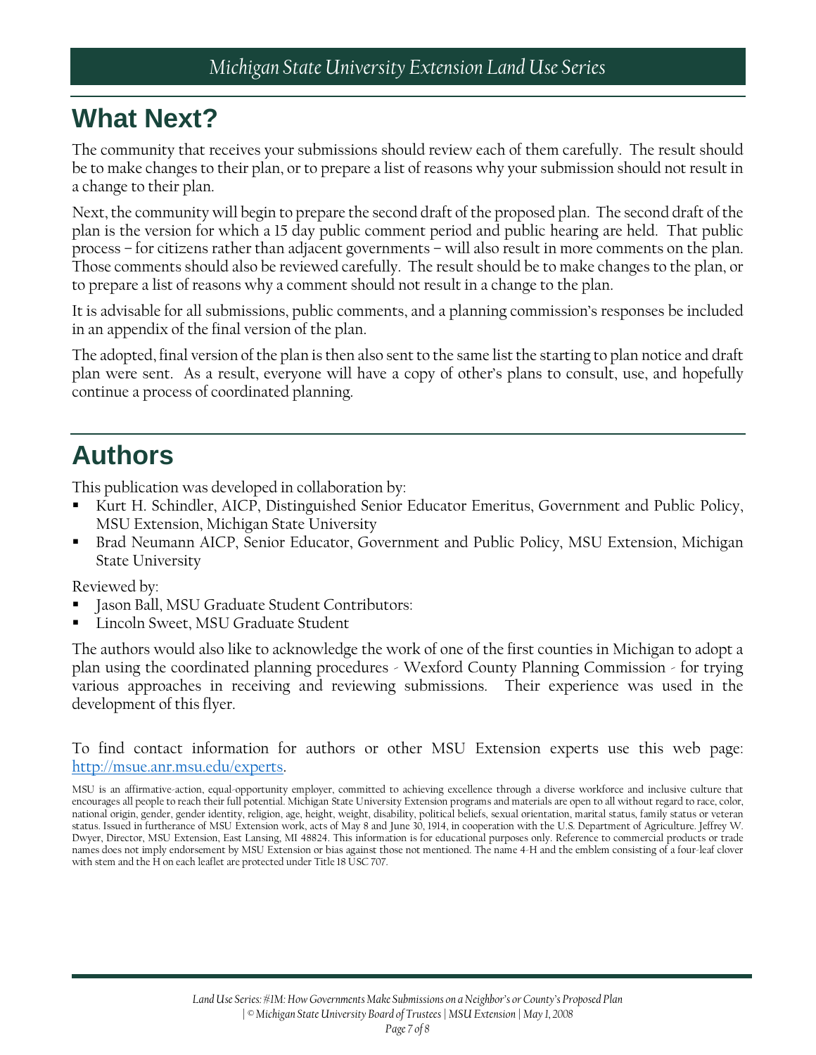## What Next?

The community that receives your submissions should review each of them carefully. The result should be to make changes to their plan, or to prepare a list of reasons why your submission should not result in a change to their plan.

Next, the community will begin to prepare the second draft of the proposed plan. The second draft of the plan is the version for which a 15 day public comment period and public hearing are held. That public process – for citizens rather than adjacent governments – will also result in more comments on the plan. Those comments should also be reviewed carefully. The result should be to make changes to the plan, or to prepare a list of reasons why a comment should not result in a change to the plan.

It is advisable for all submissions, public comments, and a planning commission's responses be included in an appendix of the final version of the plan.

The adopted, final version of the plan is then also sent to the same list the starting to plan notice and draft plan were sent. As a result, everyone will have a copy of other's plans to consult, use, and hopefully continue a process of coordinated planning.

## Authors

This publication was developed in collaboration by:

- Kurt H. Schindler, AICP, Distinguished Senior Educator Emeritus, Government and Public Policy, MSU Extension, Michigan State University
- Brad Neumann AICP, Senior Educator, Government and Public Policy, MSU Extension, Michigan State University

Reviewed by:

- Jason Ball, MSU Graduate Student Contributors:
- Lincoln Sweet, MSU Graduate Student

The authors would also like to acknowledge the work of one of the first counties in Michigan to adopt a plan using the coordinated planning procedures - Wexford County Planning Commission - for trying various approaches in receiving and reviewing submissions. Their experience was used in the development of this flyer.

To find contact information for authors or other MSU Extension experts use this web page: [http://msue.anr.msu.edu/experts](http://msue.anr.msu.edu/experts).

MSU is an affirmative-action, equal-opportunity employer, committed to achieving excellence through a diverse workforce and inclusive culture that encourages all people to reach their full potential. Michigan State University Extension programs and materials are open to all without regard to race, color, national origin, gender, gender identity, religion, age, height, weight, disability, political beliefs, sexual orientation, marital status, family status or veteran status. Issued in furtherance of MSU Extension work, acts of May 8 and June 30, 1914, in cooperation with the U.S. Department of Agriculture. Jeffrey W. Dwyer, Director, MSU Extension, East Lansing, MI 48824. This information is for educational purposes only. Reference to commercial products or trade names does not imply endorsement by MSU Extension or bias against those not mentioned. The name 4-H and the emblem consisting of a four-leaf clover with stem and the H on each leaflet are protected under Title 18 USC 707.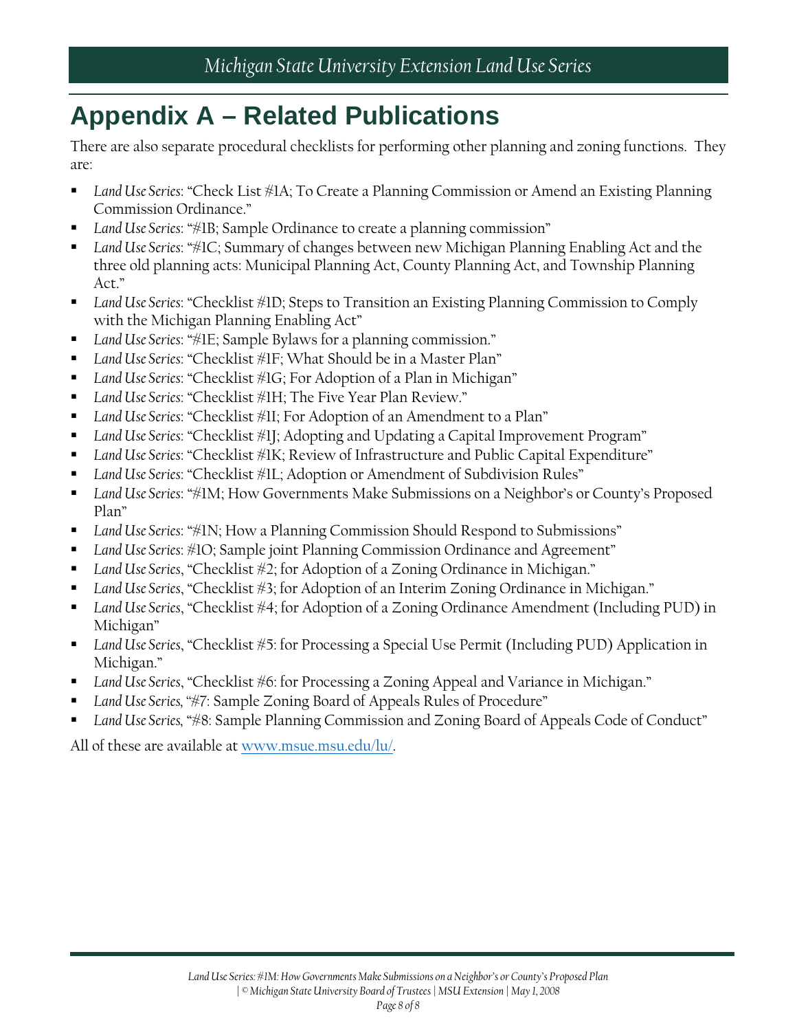## Appendix A – Related Publications

There are also separate procedural checklists for performing other planning and zoning functions. They are:

- *Land Use Series*: "Check List #1A; To Create a Planning Commission or Amend an Existing Planning Commission Ordinance."
- *Land Use Series*: "#1B; Sample Ordinance to create a planning commission"
- *Land Use Series*: "#1C; Summary of changes between new Michigan Planning Enabling Act and the three old planning acts: Municipal Planning Act, County Planning Act, and Township Planning Act."
- *Land Use Series*: "Checklist #1D; Steps to Transition an Existing Planning Commission to Comply with the Michigan Planning Enabling Act"
- *Land Use Series*: "#1E; Sample Bylaws for a planning commission."
- *Land Use Series*: "Checklist #1F; What Should be in a Master Plan"
- *Land Use Series*: "Checklist #1G; For Adoption of a Plan in Michigan"
- *Land Use Series*: "Checklist #1H; The Five Year Plan Review."
- *Land Use Series*: "Checklist #1I; For Adoption of an Amendment to a Plan"
- *Land Use Series*: "Checklist #1J; Adopting and Updating a Capital Improvement Program"
- *Land Use Series*: "Checklist #1K; Review of Infrastructure and Public Capital Expenditure"
- *Land Use Series*: "Checklist #1L; Adoption or Amendment of Subdivision Rules"
- *Land Use Series*: "#1M; How Governments Make Submissions on a Neighbor's or County's Proposed Plan"
- *Land Use Series*: "#1N; How a Planning Commission Should Respond to Submissions"
- *Land Use Series*: #1O; Sample joint Planning Commission Ordinance and Agreement"
- *Land Use Series*, "Checklist #2; for Adoption of a Zoning Ordinance in Michigan."
- *Land Use Series*, "Checklist #3; for Adoption of an Interim Zoning Ordinance in Michigan."
- *Land Use Series*, "Checklist #4; for Adoption of a Zoning Ordinance Amendment (Including PUD) in Michigan"
- *Land Use Series*, "Checklist #5: for Processing a Special Use Permit (Including PUD) Application in Michigan."
- *Land Use Series*, "Checklist #6: for Processing a Zoning Appeal and Variance in Michigan."
- *Land Use Series*, "#7: Sample Zoning Board of Appeals Rules of Procedure"
- *Land Use Series*, "#8: Sample Planning Commission and Zoning Board of Appeals Code of Conduct"

All of these are available at www.msue.msu.edu/lu/.